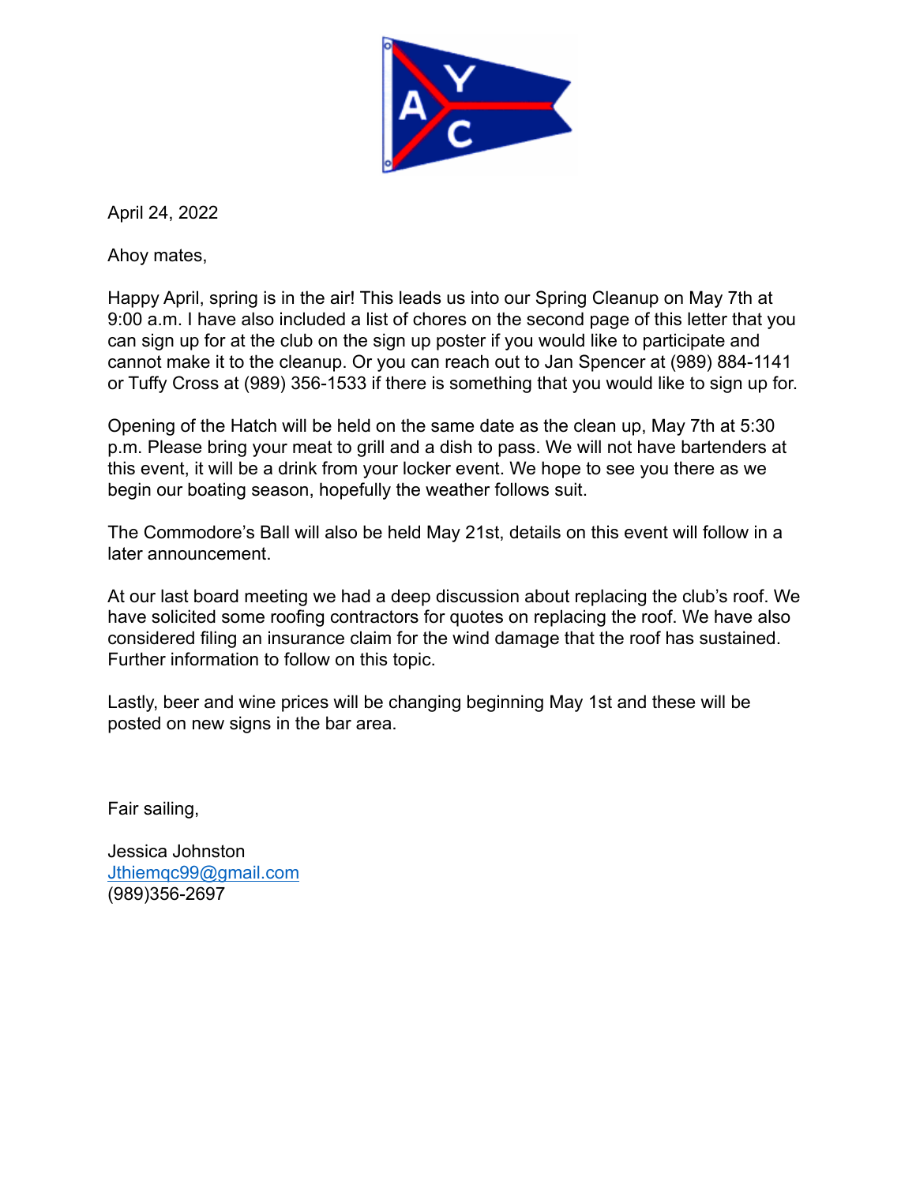April 24, 2022

Ahoy mates,

Happy April, spring is in the air! This leads us into our Spring Cleanup on May 7th at 9:00 a.m. I have also included a list of chores on the second page of this letter that you can sign up for at the club on the sign up poster if you would like to participate and cannot make it to the cleanup. Or you can reach out to Jan Spencer at (989) 884-1141 or Tuffy Cross at (989) 356-1533 if there is something that you would like to sign up for.

Opening of the Hatch will be held on the same date as the clean up, May 7th at 5:30 p.m. Please bring your meat to grill and a dish to pass. We will not have bartenders at this event, it will be a drink from your locker event. We hope to see you there as we begin our boating season, hopefully the weather follows suit.

The Commodore's Ball will also be held May 21st, details on this event will follow in a later announcement.

At our last board meeting we had a deep discussion about replacing the club's roof. We have solicited some roofing contractors for quotes on replacing the roof. We have also considered filing an insurance claim for the wind damage that the roof has sustained. Further information to follow on this topic.

Lastly, beer and wine prices will be changing beginning May 1st and these will be posted on new signs in the bar area.

Fair sailing,

Jessica Johnston
Jthiemqc99@gmail.com
(989)356-2697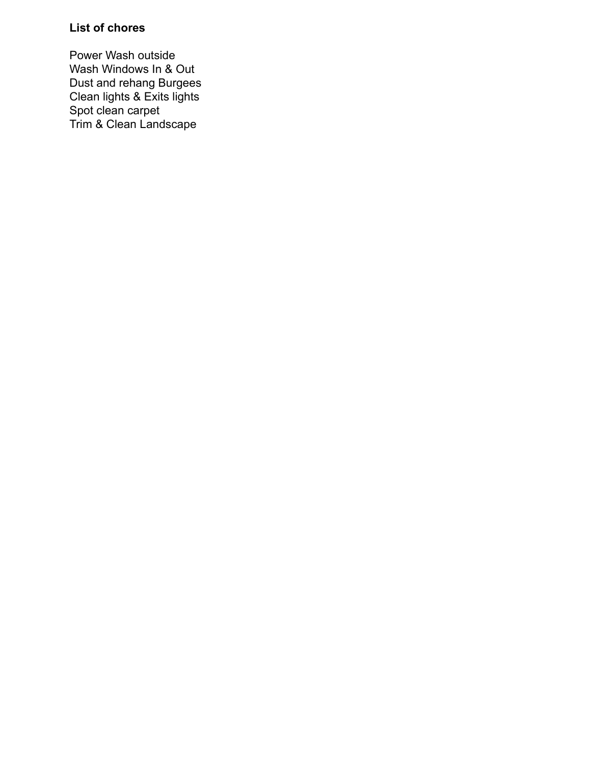**List of chores**

Power Wash outside
Wash Windows In & Out
Dust and rehang Burgees
Clean lights & Exits lights
Spot clean carpet
Trim & Clean Landscape